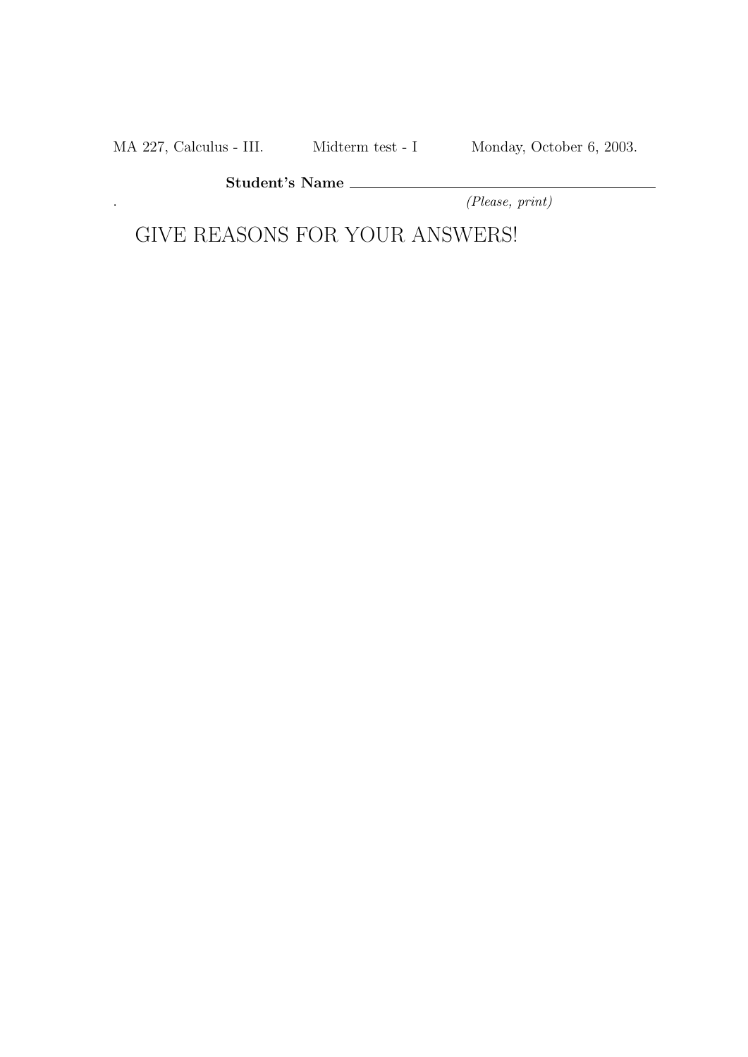MA 227, Calculus - III. Midterm test - I Monday, October 6, 2003.

**Student's Name** ______________________________

*(Please, print)*

# GIVE REASONS FOR YOUR ANSWERS!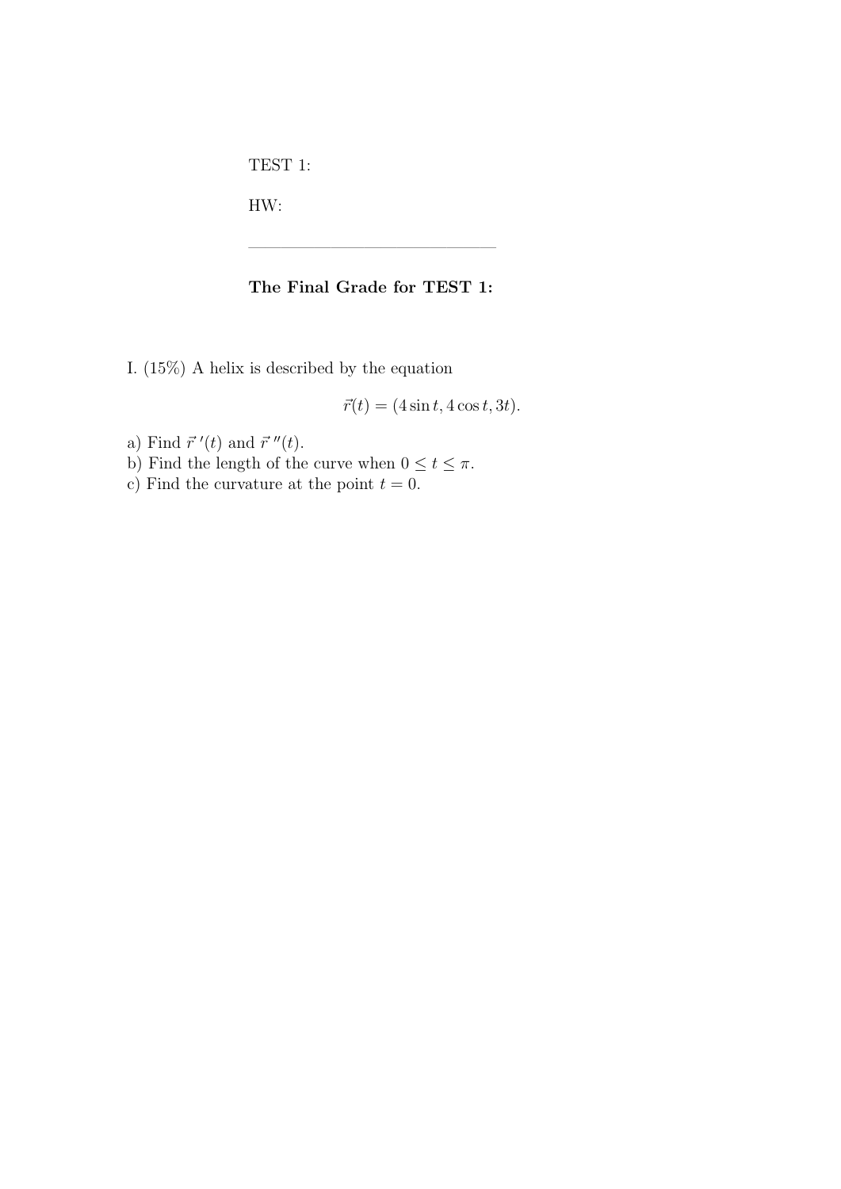TEST 1:

HW:

---

**The Final Grade for TEST 1:**

I. (15%) A helix is described by the equation

$$\vec{r}(t) = (4\sin t, 4\cos t, 3t).$$

a) Find $\vec{r}\,'(t)$ and $\vec{r}\,''(t)$.
b) Find the length of the curve when $0 \leq t \leq \pi$.
c) Find the curvature at the point $t = 0$.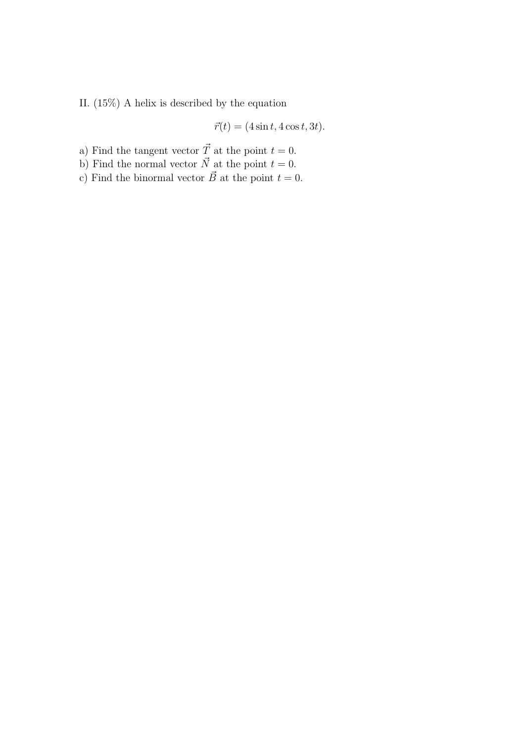II. (15%) A helix is described by the equation

$$\vec{r}(t) = (4\sin t, 4\cos t, 3t).$$

a) Find the tangent vector $\vec{T}$ at the point $t = 0$.
b) Find the normal vector $\vec{N}$ at the point $t = 0$.
c) Find the binormal vector $\vec{B}$ at the point $t = 0$.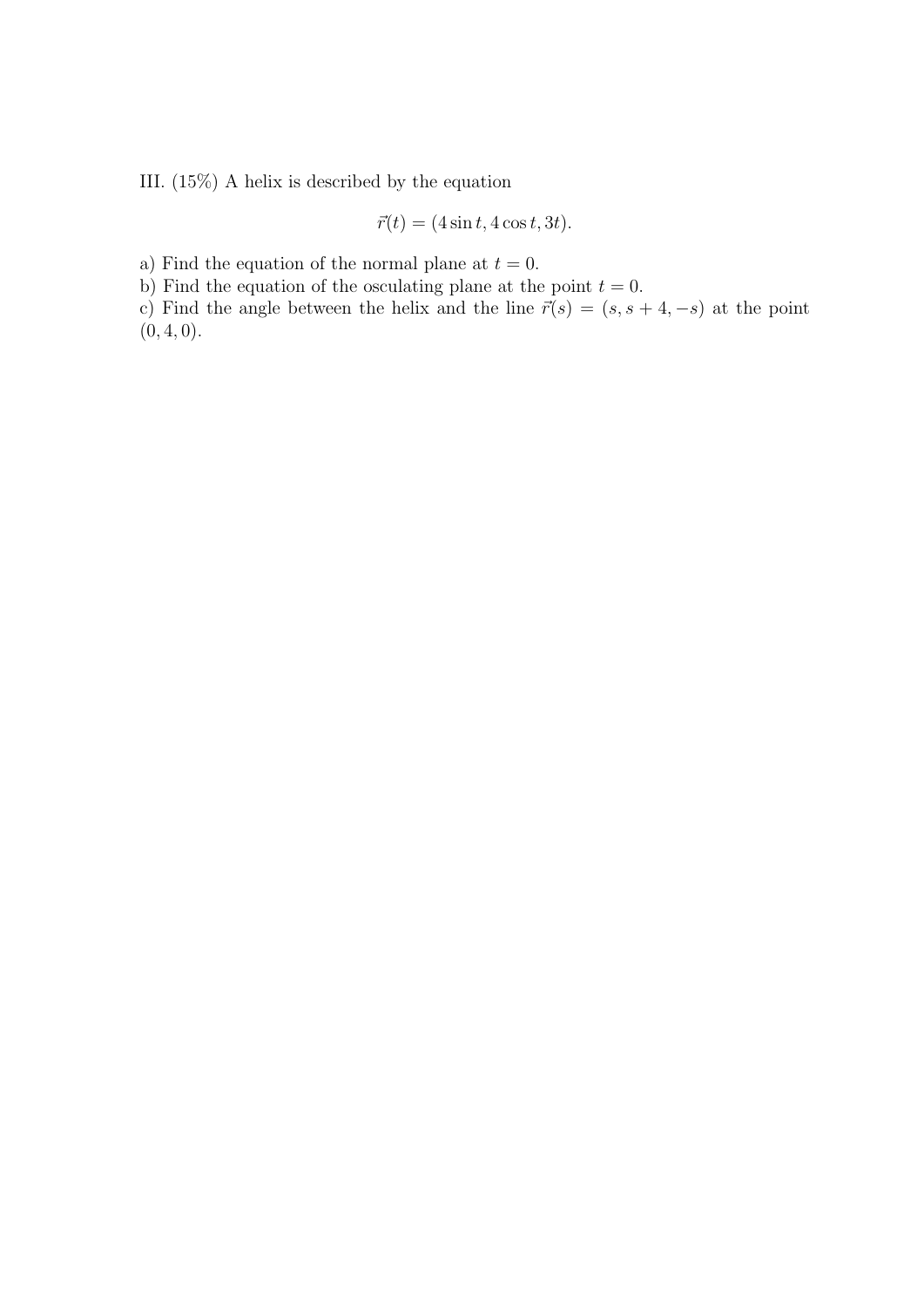III. (15%) A helix is described by the equation

$$\vec{r}(t) = (4 \sin t, 4 \cos t, 3t).$$

a) Find the equation of the normal plane at $t = 0$.
b) Find the equation of the osculating plane at the point $t = 0$.
c) Find the angle between the helix and the line $\vec{r}(s) = (s, s + 4, -s)$ at the point $(0, 4, 0)$.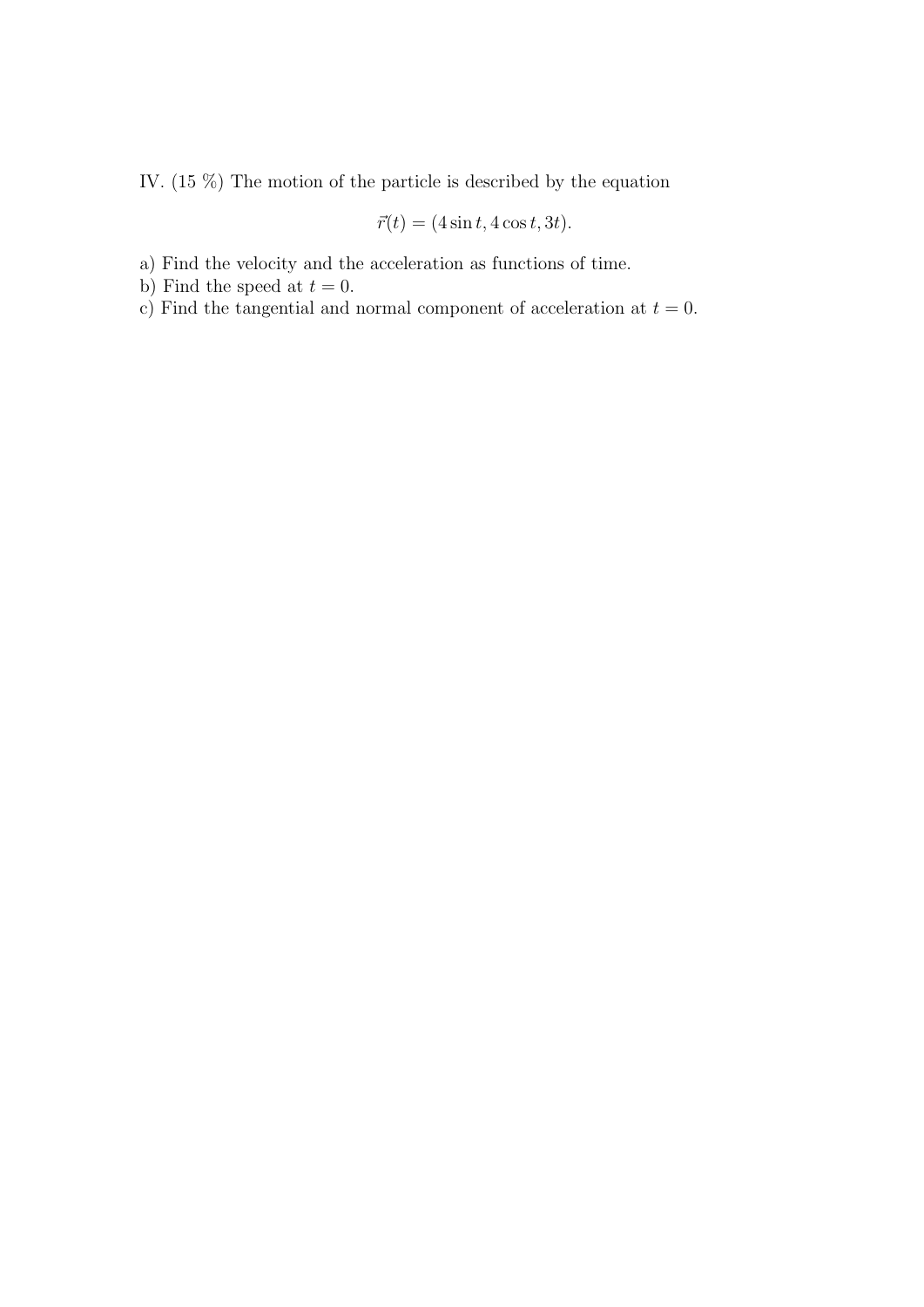IV. (15 %) The motion of the particle is described by the equation

$$\vec{r}(t) = (4\sin t, 4\cos t, 3t).$$

a) Find the velocity and the acceleration as functions of time.
b) Find the speed at $t = 0$.
c) Find the tangential and normal component of acceleration at $t = 0$.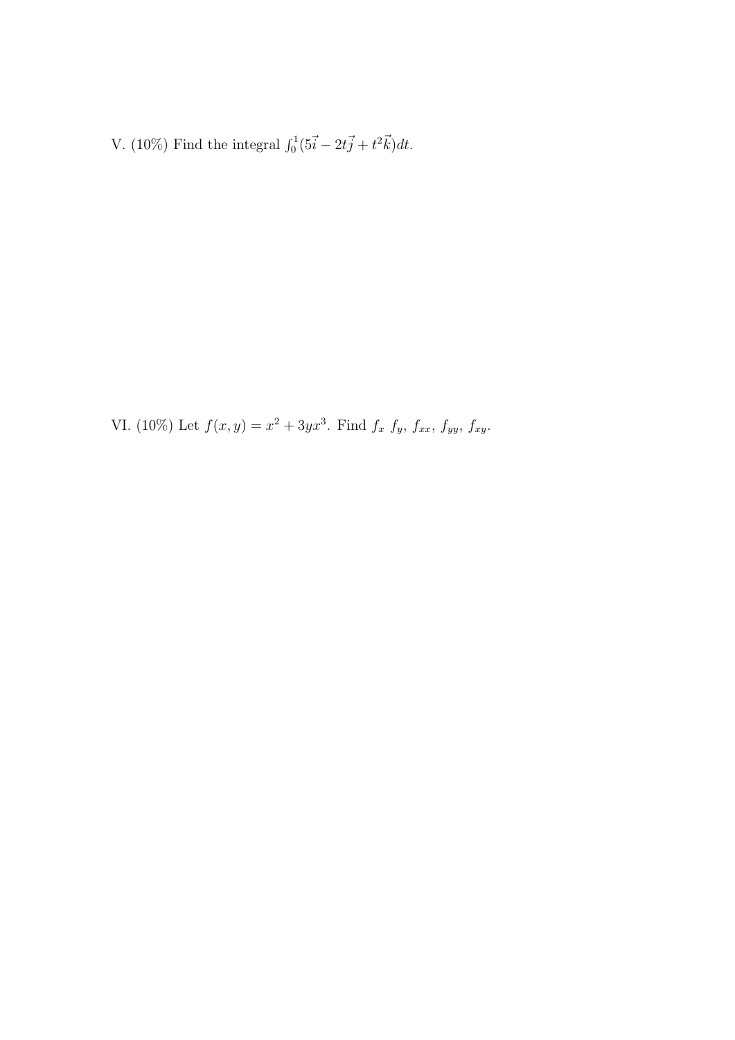V. (10%) Find the integral $\int_0^1 (5\vec{i} - 2t\vec{j} + t^2\vec{k})dt$.

VI. (10%) Let $f(x, y) = x^2 + 3yx^3$. Find $f_x$ $f_y$, $f_{xx}$, $f_{yy}$, $f_{xy}$.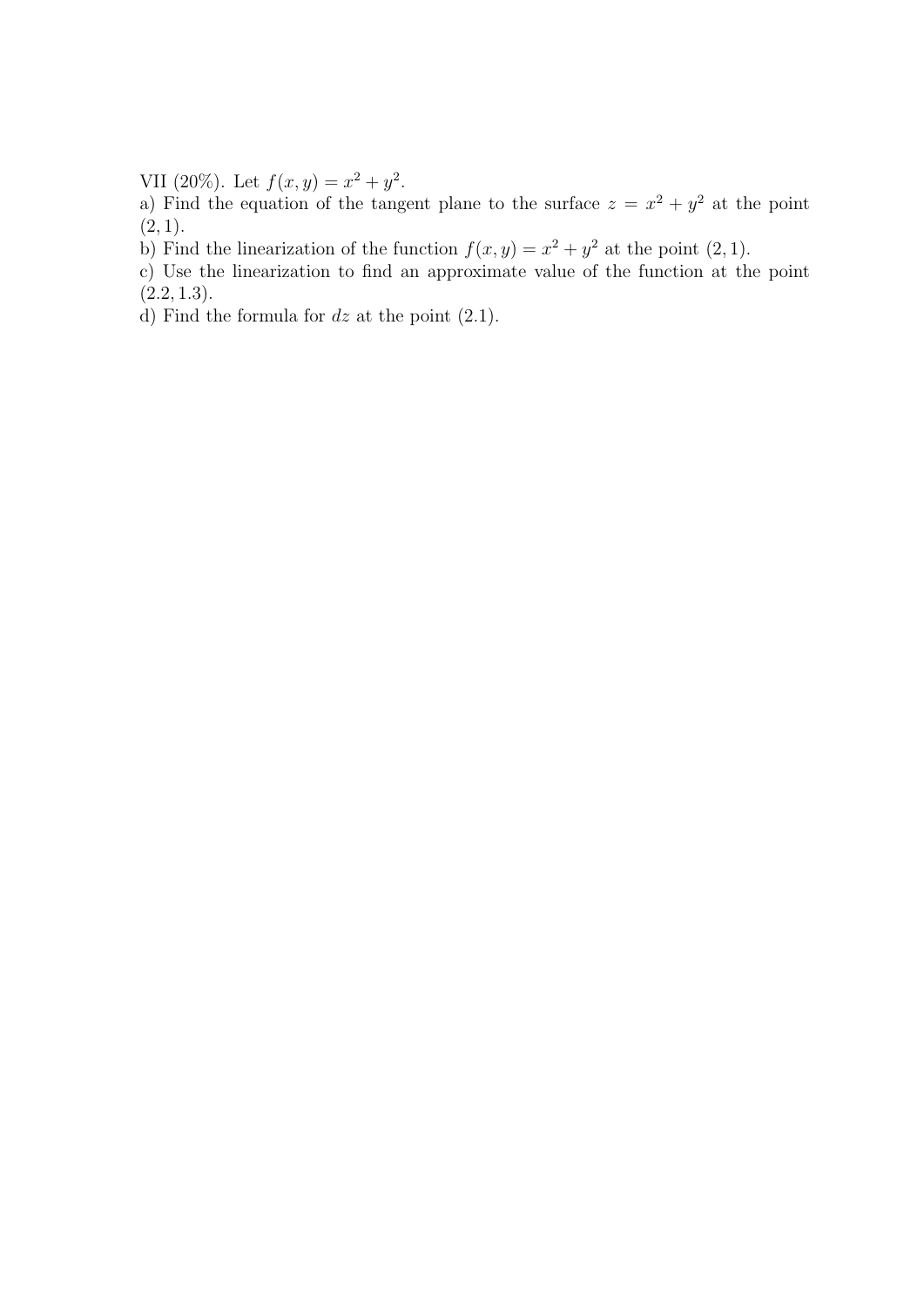VII (20%). Let $f(x, y) = x^2 + y^2$.

a) Find the equation of the tangent plane to the surface $z = x^2 + y^2$ at the point $(2, 1)$.

b) Find the linearization of the function $f(x, y) = x^2 + y^2$ at the point $(2, 1)$.

c) Use the linearization to find an approximate value of the function at the point $(2.2, 1.3)$.

d) Find the formula for $dz$ at the point $(2.1)$.